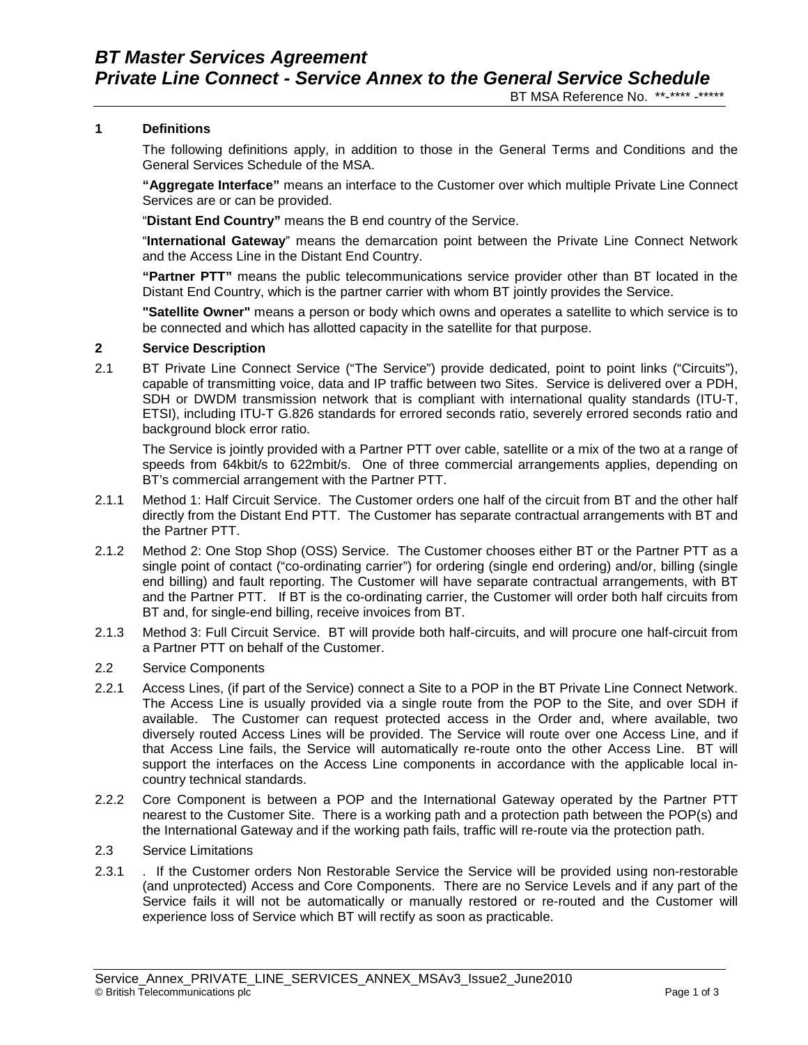# BT Master Services Agreement

## Private Line Connect - Service Annex to the General Service Schedule

BT MSA Reference No. **-**** -*****

### 1 Definitions

The following definitions apply, in addition to those in the General Terms and Conditions and the General Services Schedule of the MSA.

**"Aggregate Interface"** means an interface to the Customer over which multiple Private Line Connect Services are or can be provided.

"**Distant End Country"** means the B end country of the Service.

"**International Gateway**" means the demarcation point between the Private Line Connect Network and the Access Line in the Distant End Country.

**"Partner PTT"** means the public telecommunications service provider other than BT located in the Distant End Country, which is the partner carrier with whom BT jointly provides the Service.

**"Satellite Owner"** means a person or body which owns and operates a satellite to which service is to be connected and which has allotted capacity in the satellite for that purpose.

### 2 Service Description

2.1 BT Private Line Connect Service ("The Service") provide dedicated, point to point links ("Circuits"), capable of transmitting voice, data and IP traffic between two Sites. Service is delivered over a PDH, SDH or DWDM transmission network that is compliant with international quality standards (ITU-T, ETSI), including ITU-T G.826 standards for errored seconds ratio, severely errored seconds ratio and background block error ratio.

The Service is jointly provided with a Partner PTT over cable, satellite or a mix of the two at a range of speeds from 64kbit/s to 622mbit/s. One of three commercial arrangements applies, depending on BT's commercial arrangement with the Partner PTT.

2.1.1 Method 1: Half Circuit Service. The Customer orders one half of the circuit from BT and the other half directly from the Distant End PTT. The Customer has separate contractual arrangements with BT and the Partner PTT.

2.1.2 Method 2: One Stop Shop (OSS) Service. The Customer chooses either BT or the Partner PTT as a single point of contact ("co-ordinating carrier") for ordering (single end ordering) and/or, billing (single end billing) and fault reporting. The Customer will have separate contractual arrangements, with BT and the Partner PTT. If BT is the co-ordinating carrier, the Customer will order both half circuits from BT and, for single-end billing, receive invoices from BT.

2.1.3 Method 3: Full Circuit Service. BT will provide both half-circuits, and will procure one half-circuit from a Partner PTT on behalf of the Customer.

2.2 Service Components

2.2.1 Access Lines, (if part of the Service) connect a Site to a POP in the BT Private Line Connect Network. The Access Line is usually provided via a single route from the POP to the Site, and over SDH if available. The Customer can request protected access in the Order and, where available, two diversely routed Access Lines will be provided. The Service will route over one Access Line, and if that Access Line fails, the Service will automatically re-route onto the other Access Line. BT will support the interfaces on the Access Line components in accordance with the applicable local in-country technical standards.

2.2.2 Core Component is between a POP and the International Gateway operated by the Partner PTT nearest to the Customer Site. There is a working path and a protection path between the POP(s) and the International Gateway and if the working path fails, traffic will re-route via the protection path.

2.3 Service Limitations

2.3.1 . If the Customer orders Non Restorable Service the Service will be provided using non-restorable (and unprotected) Access and Core Components. There are no Service Levels and if any part of the Service fails it will not be automatically or manually restored or re-routed and the Customer will experience loss of Service which BT will rectify as soon as practicable.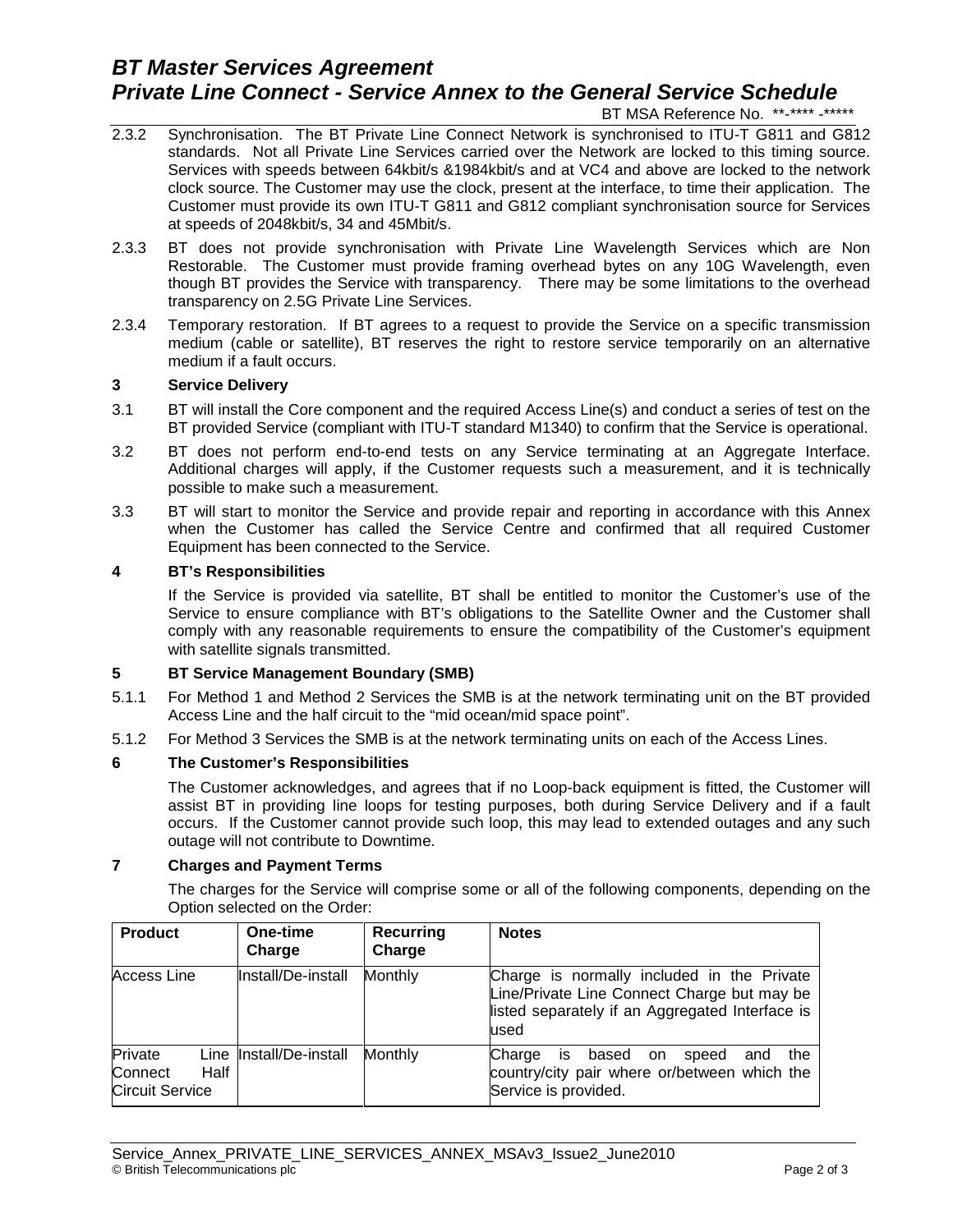2.3.2 Synchronisation. The BT Private Line Connect Network is synchronised to ITU-T G811 and G812 standards. Not all Private Line Services carried over the Network are locked to this timing source. Services with speeds between 64kbit/s &1984kbit/s and at VC4 and above are locked to the network clock source. The Customer may use the clock, present at the interface, to time their application. The Customer must provide its own ITU-T G811 and G812 compliant synchronisation source for Services at speeds of 2048kbit/s, 34 and 45Mbit/s.

2.3.3 BT does not provide synchronisation with Private Line Wavelength Services which are Non Restorable. The Customer must provide framing overhead bytes on any 10G Wavelength, even though BT provides the Service with transparency. There may be some limitations to the overhead transparency on 2.5G Private Line Services.

2.3.4 Temporary restoration. If BT agrees to a request to provide the Service on a specific transmission medium (cable or satellite), BT reserves the right to restore service temporarily on an alternative medium if a fault occurs.

## 3 Service Delivery

3.1 BT will install the Core component and the required Access Line(s) and conduct a series of test on the BT provided Service (compliant with ITU-T standard M1340) to confirm that the Service is operational.

3.2 BT does not perform end-to-end tests on any Service terminating at an Aggregate Interface. Additional charges will apply, if the Customer requests such a measurement, and it is technically possible to make such a measurement.

3.3 BT will start to monitor the Service and provide repair and reporting in accordance with this Annex when the Customer has called the Service Centre and confirmed that all required Customer Equipment has been connected to the Service.

## 4 BT's Responsibilities

If the Service is provided via satellite, BT shall be entitled to monitor the Customer's use of the Service to ensure compliance with BT's obligations to the Satellite Owner and the Customer shall comply with any reasonable requirements to ensure the compatibility of the Customer's equipment with satellite signals transmitted.

## 5 BT Service Management Boundary (SMB)

5.1.1 For Method 1 and Method 2 Services the SMB is at the network terminating unit on the BT provided Access Line and the half circuit to the "mid ocean/mid space point".

5.1.2 For Method 3 Services the SMB is at the network terminating units on each of the Access Lines.

## 6 The Customer's Responsibilities

The Customer acknowledges, and agrees that if no Loop-back equipment is fitted, the Customer will assist BT in providing line loops for testing purposes, both during Service Delivery and if a fault occurs. If the Customer cannot provide such loop, this may lead to extended outages and any such outage will not contribute to Downtime.

## 7 Charges and Payment Terms

The charges for the Service will comprise some or all of the following components, depending on the Option selected on the Order:

| Product | One-time Charge | Recurring Charge | Notes |
|---|---|---|---|
| Access Line | Install/De-install | Monthly | Charge is normally included in the Private Line/Private Line Connect Charge but may be listed separately if an Aggregated Interface is used |
| Private Line Connect Half Circuit Service | Install/De-install | Monthly | Charge is based on speed and the country/city pair where or/between which the Service is provided. |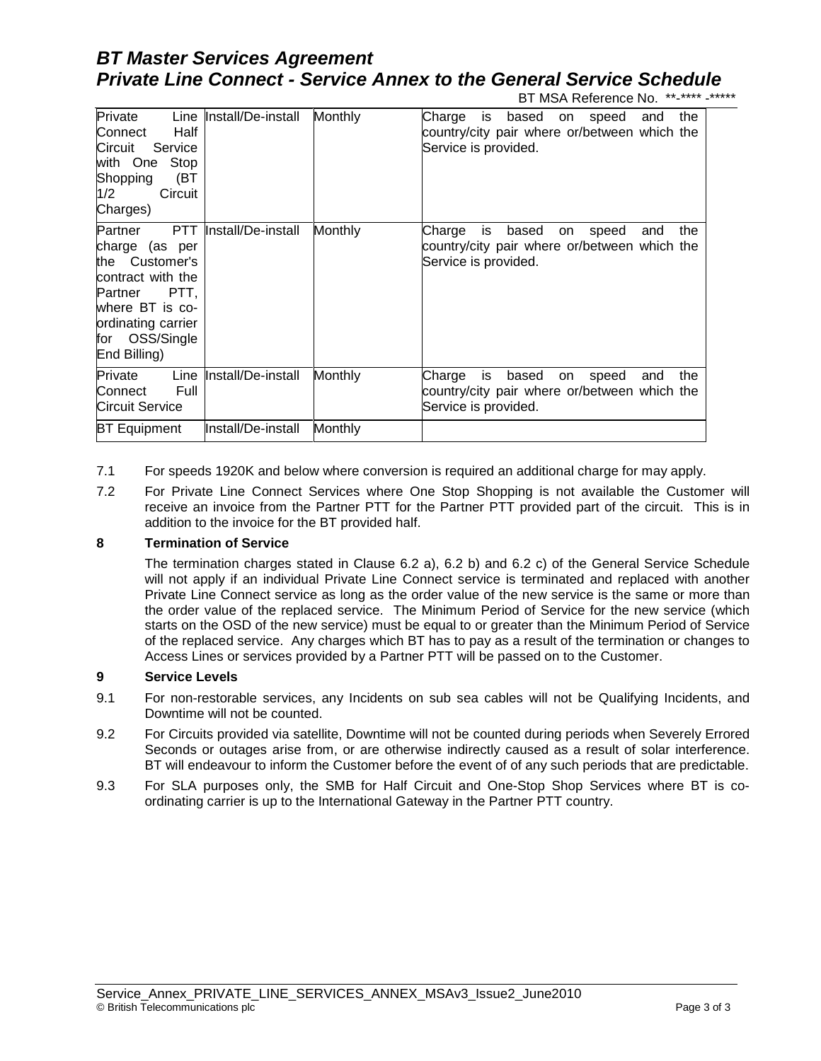| | | | |
|---|---|---|---|
| Private Line Connect Half Circuit Service with One Stop Shopping (BT 1/2 Circuit Charges) | Install/De-install | Monthly | Charge is based on speed and the country/city pair where or/between which the Service is provided. |
| Partner PTT charge (as per the Customer's contract with the Partner PTT, where BT is co-ordinating carrier for OSS/Single End Billing) | Install/De-install | Monthly | Charge is based on speed and the country/city pair where or/between which the Service is provided. |
| Private Line Connect Full Circuit Service | Install/De-install | Monthly | Charge is based on speed and the country/city pair where or/between which the Service is provided. |
| BT Equipment | Install/De-install | Monthly | |

7.1 For speeds 1920K and below where conversion is required an additional charge for may apply.

7.2 For Private Line Connect Services where One Stop Shopping is not available the Customer will receive an invoice from the Partner PTT for the Partner PTT provided part of the circuit. This is in addition to the invoice for the BT provided half.

## 8 Termination of Service

The termination charges stated in Clause 6.2 a), 6.2 b) and 6.2 c) of the General Service Schedule will not apply if an individual Private Line Connect service is terminated and replaced with another Private Line Connect service as long as the order value of the new service is the same or more than the order value of the replaced service. The Minimum Period of Service for the new service (which starts on the OSD of the new service) must be equal to or greater than the Minimum Period of Service of the replaced service. Any charges which BT has to pay as a result of the termination or changes to Access Lines or services provided by a Partner PTT will be passed on to the Customer.

## 9 Service Levels

9.1 For non-restorable services, any Incidents on sub sea cables will not be Qualifying Incidents, and Downtime will not be counted.

9.2 For Circuits provided via satellite, Downtime will not be counted during periods when Severely Errored Seconds or outages arise from, or are otherwise indirectly caused as a result of solar interference. BT will endeavour to inform the Customer before the event of of any such periods that are predictable.

9.3 For SLA purposes only, the SMB for Half Circuit and One-Stop Shop Services where BT is co-ordinating carrier is up to the International Gateway in the Partner PTT country.